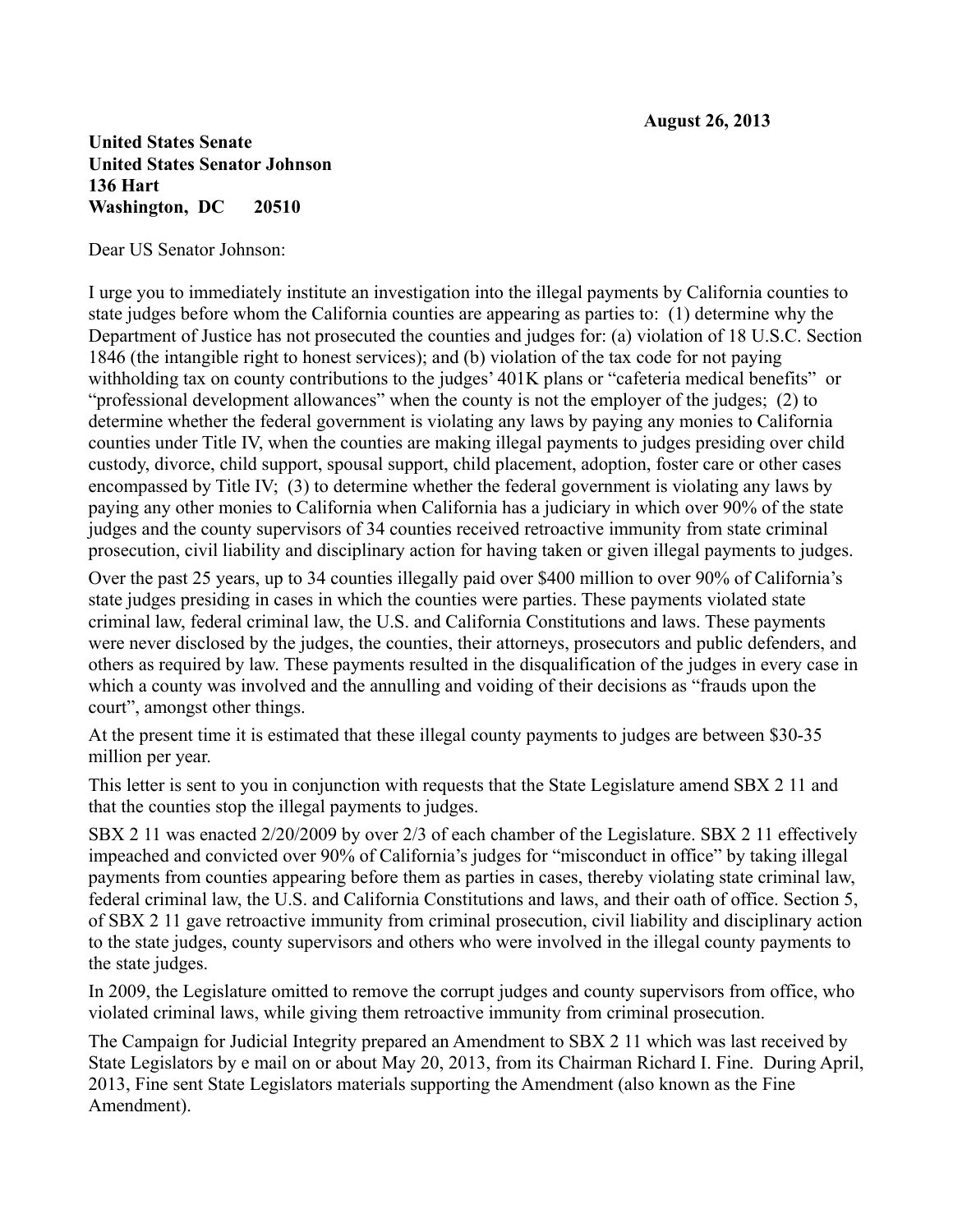**August 26, 2013**

**United States Senate**
**United States Senator Johnson**
**136 Hart**
**Washington, DC 20510**

Dear US Senator Johnson:

I urge you to immediately institute an investigation into the illegal payments by California counties to state judges before whom the California counties are appearing as parties to: (1) determine why the Department of Justice has not prosecuted the counties and judges for: (a) violation of 18 U.S.C. Section 1846 (the intangible right to honest services); and (b) violation of the tax code for not paying withholding tax on county contributions to the judges' 401K plans or "cafeteria medical benefits" or "professional development allowances" when the county is not the employer of the judges; (2) to determine whether the federal government is violating any laws by paying any monies to California counties under Title IV, when the counties are making illegal payments to judges presiding over child custody, divorce, child support, spousal support, child placement, adoption, foster care or other cases encompassed by Title IV; (3) to determine whether the federal government is violating any laws by paying any other monies to California when California has a judiciary in which over 90% of the state judges and the county supervisors of 34 counties received retroactive immunity from state criminal prosecution, civil liability and disciplinary action for having taken or given illegal payments to judges.

Over the past 25 years, up to 34 counties illegally paid over $400 million to over 90% of California's state judges presiding in cases in which the counties were parties. These payments violated state criminal law, federal criminal law, the U.S. and California Constitutions and laws. These payments were never disclosed by the judges, the counties, their attorneys, prosecutors and public defenders, and others as required by law. These payments resulted in the disqualification of the judges in every case in which a county was involved and the annulling and voiding of their decisions as "frauds upon the court", amongst other things.

At the present time it is estimated that these illegal county payments to judges are between $30-35 million per year.

This letter is sent to you in conjunction with requests that the State Legislature amend SBX 2 11 and that the counties stop the illegal payments to judges.

SBX 2 11 was enacted 2/20/2009 by over 2/3 of each chamber of the Legislature. SBX 2 11 effectively impeached and convicted over 90% of California's judges for "misconduct in office" by taking illegal payments from counties appearing before them as parties in cases, thereby violating state criminal law, federal criminal law, the U.S. and California Constitutions and laws, and their oath of office. Section 5, of SBX 2 11 gave retroactive immunity from criminal prosecution, civil liability and disciplinary action to the state judges, county supervisors and others who were involved in the illegal county payments to the state judges.

In 2009, the Legislature omitted to remove the corrupt judges and county supervisors from office, who violated criminal laws, while giving them retroactive immunity from criminal prosecution.

The Campaign for Judicial Integrity prepared an Amendment to SBX 2 11 which was last received by State Legislators by e mail on or about May 20, 2013, from its Chairman Richard I. Fine. During April, 2013, Fine sent State Legislators materials supporting the Amendment (also known as the Fine Amendment).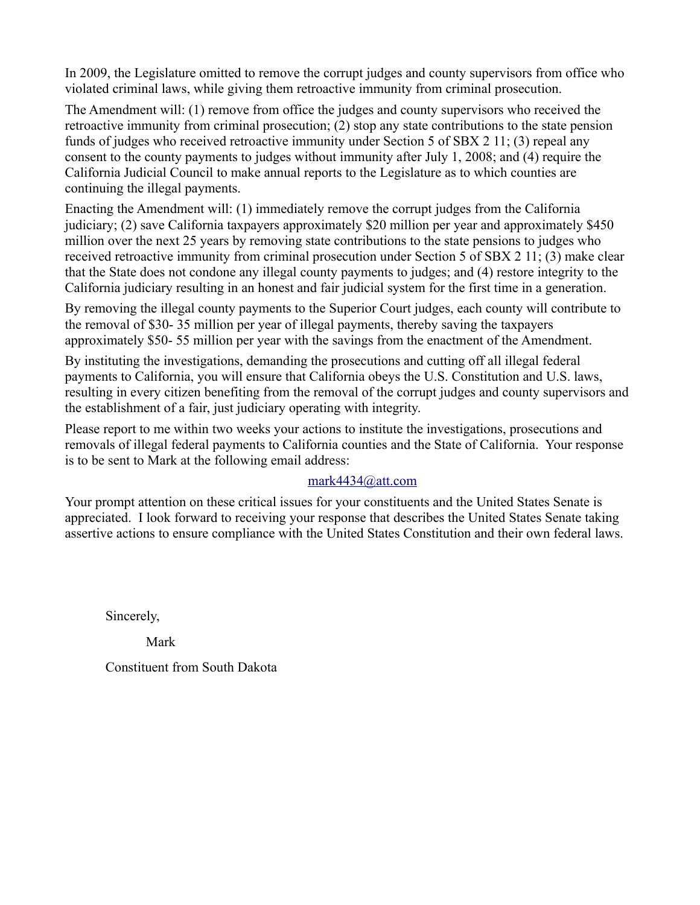In 2009, the Legislature omitted to remove the corrupt judges and county supervisors from office who violated criminal laws, while giving them retroactive immunity from criminal prosecution.

The Amendment will: (1) remove from office the judges and county supervisors who received the retroactive immunity from criminal prosecution; (2) stop any state contributions to the state pension funds of judges who received retroactive immunity under Section 5 of SBX 2 11; (3) repeal any consent to the county payments to judges without immunity after July 1, 2008; and (4) require the California Judicial Council to make annual reports to the Legislature as to which counties are continuing the illegal payments.

Enacting the Amendment will: (1) immediately remove the corrupt judges from the California judiciary; (2) save California taxpayers approximately \$20 million per year and approximately \$450 million over the next 25 years by removing state contributions to the state pensions to judges who received retroactive immunity from criminal prosecution under Section 5 of SBX 2 11; (3) make clear that the State does not condone any illegal county payments to judges; and (4) restore integrity to the California judiciary resulting in an honest and fair judicial system for the first time in a generation.

By removing the illegal county payments to the Superior Court judges, each county will contribute to the removal of \$30- 35 million per year of illegal payments, thereby saving the taxpayers approximately \$50- 55 million per year with the savings from the enactment of the Amendment.

By instituting the investigations, demanding the prosecutions and cutting off all illegal federal payments to California, you will ensure that California obeys the U.S. Constitution and U.S. laws, resulting in every citizen benefiting from the removal of the corrupt judges and county supervisors and the establishment of a fair, just judiciary operating with integrity.

Please report to me within two weeks your actions to institute the investigations, prosecutions and removals of illegal federal payments to California counties and the State of California. Your response is to be sent to Mark at the following email address:

mark4434@att.com

Your prompt attention on these critical issues for your constituents and the United States Senate is appreciated. I look forward to receiving your response that describes the United States Senate taking assertive actions to ensure compliance with the United States Constitution and their own federal laws.

Sincerely,

Mark

Constituent from South Dakota